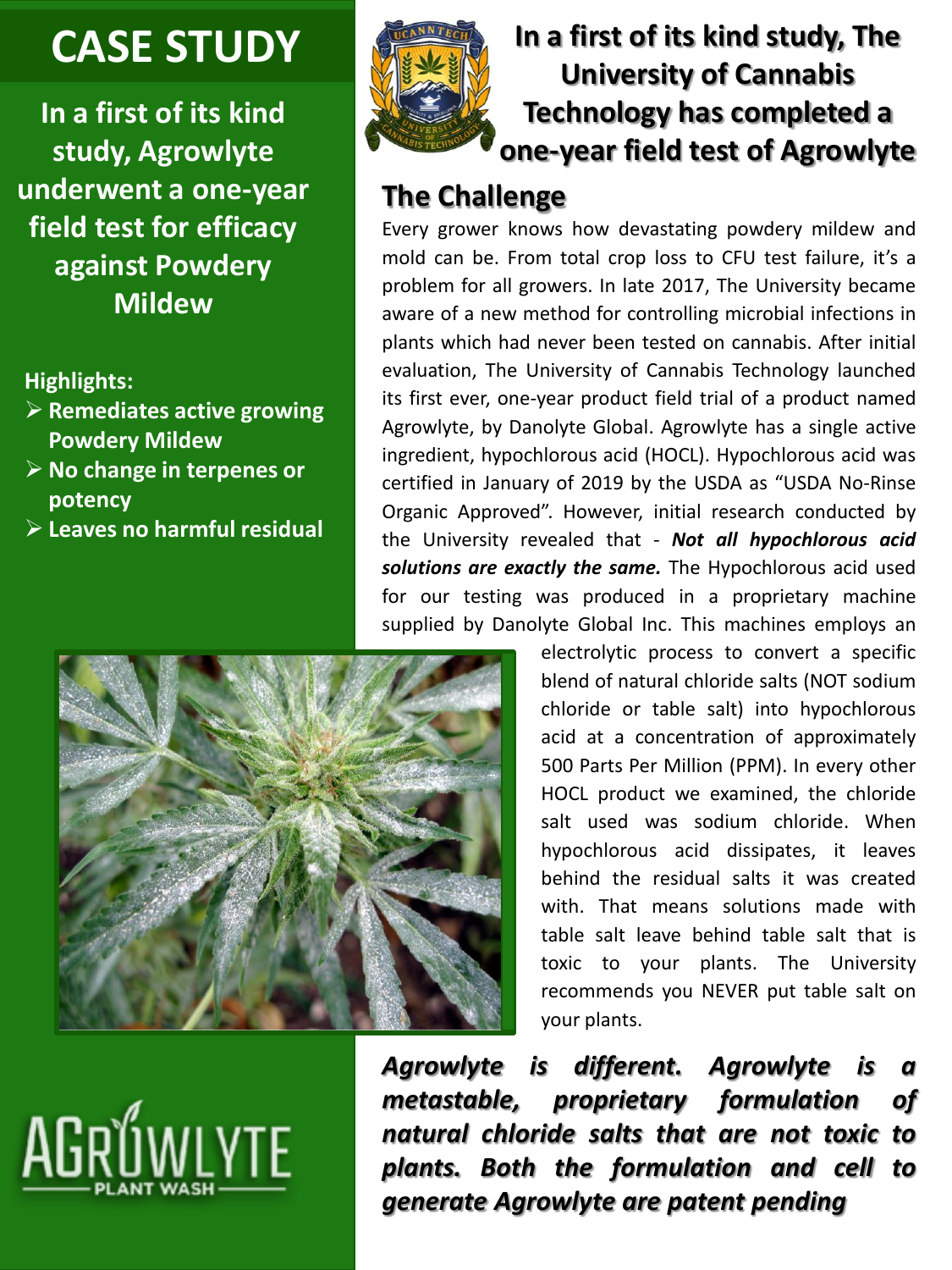# CASE STUDY

**In a first of its kind study, Agrowlyte underwent a one-year field test for efficacy against Powdery Mildew**

**Highlights:**

- **Remediates active growing Powdery Mildew**
- **No change in terpenes or potency**
- **Leaves no harmful residual**

## In a first of its kind study, The University of Cannabis Technology has completed a one-year field test of Agrowlyte

## The Challenge

Every grower knows how devastating powdery mildew and mold can be. From total crop loss to CFU test failure, it's a problem for all growers. In late 2017, The University became aware of a new method for controlling microbial infections in plants which had never been tested on cannabis. After initial evaluation, The University of Cannabis Technology launched its first ever, one-year product field trial of a product named Agrowlyte, by Danolyte Global. Agrowlyte has a single active ingredient, hypochlorous acid (HOCL). Hypochlorous acid was certified in January of 2019 by the USDA as "USDA No-Rinse Organic Approved". However, initial research conducted by the University revealed that - ***Not all hypochlorous acid solutions are exactly the same.*** The Hypochlorous acid used for our testing was produced in a proprietary machine supplied by Danolyte Global Inc. This machines employs an electrolytic process to convert a specific blend of natural chloride salts (NOT sodium chloride or table salt) into hypochlorous acid at a concentration of approximately 500 Parts Per Million (PPM). In every other HOCL product we examined, the chloride salt used was sodium chloride. When hypochlorous acid dissipates, it leaves behind the residual salts it was created with. That means solutions made with table salt leave behind table salt that is toxic to your plants. The University recommends you NEVER put table salt on your plants.

***Agrowlyte is different. Agrowlyte is a metastable, proprietary formulation of natural chloride salts that are not toxic to plants. Both the formulation and cell to generate Agrowlyte are patent pending***

AGROWLYTE PLANT WASH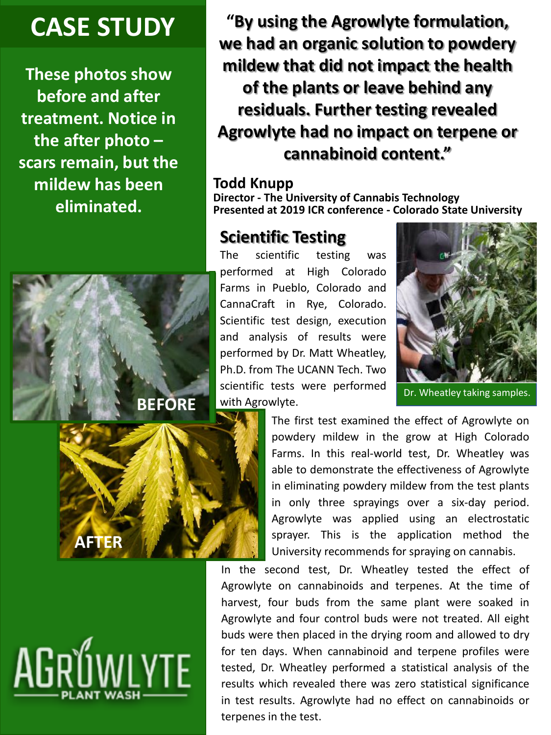# CASE STUDY

**These photos show before and after treatment. Notice in the after photo – scars remain, but the mildew has been eliminated.**

BEFORE

AFTER

AGROWLYTE PLANT WASH

**"By using the Agrowlyte formulation, we had an organic solution to powdery mildew that did not impact the health of the plants or leave behind any residuals. Further testing revealed Agrowlyte had no impact on terpene or cannabinoid content."**

**Todd Knupp**
**Director - The University of Cannabis Technology**
**Presented at 2019 ICR conference - Colorado State University**

## Scientific Testing

The scientific testing was performed at High Colorado Farms in Pueblo, Colorado and CannaCraft in Rye, Colorado. Scientific test design, execution and analysis of results were performed by Dr. Matt Wheatley, Ph.D. from The UCANN Tech. Two scientific tests were performed with Agrowlyte.

Dr. Wheatley taking samples.

The first test examined the effect of Agrowlyte on powdery mildew in the grow at High Colorado Farms. In this real-world test, Dr. Wheatley was able to demonstrate the effectiveness of Agrowlyte in eliminating powdery mildew from the test plants in only three sprayings over a six-day period. Agrowlyte was applied using an electrostatic sprayer. This is the application method the University recommends for spraying on cannabis.

In the second test, Dr. Wheatley tested the effect of Agrowlyte on cannabinoids and terpenes. At the time of harvest, four buds from the same plant were soaked in Agrowlyte and four control buds were not treated. All eight buds were then placed in the drying room and allowed to dry for ten days. When cannabinoid and terpene profiles were tested, Dr. Wheatley performed a statistical analysis of the results which revealed there was zero statistical significance in test results. Agrowlyte had no effect on cannabinoids or terpenes in the test.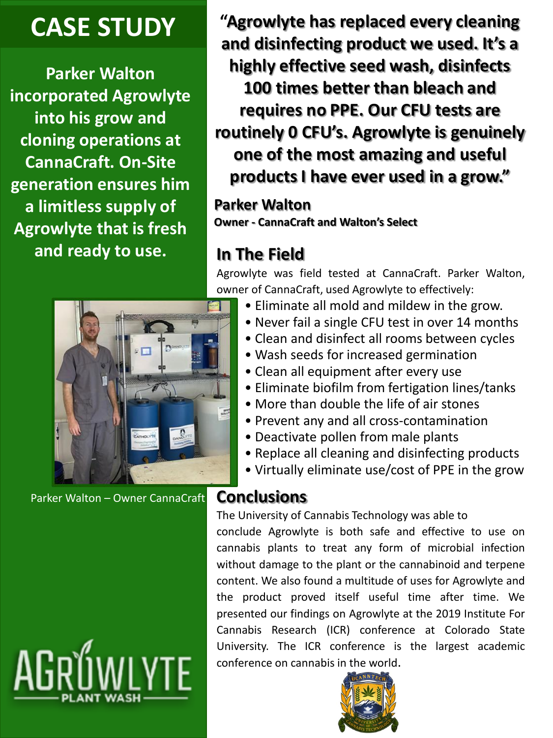# CASE STUDY

**Parker Walton incorporated Agrowlyte into his grow and cloning operations at CannaCraft. On-Site generation ensures him a limitless supply of Agrowlyte that is fresh and ready to use.**

**"Agrowlyte has replaced every cleaning and disinfecting product we used. It's a highly effective seed wash, disinfects 100 times better than bleach and requires no PPE. Our CFU tests are routinely 0 CFU's. Agrowlyte is genuinely one of the most amazing and useful products I have ever used in a grow."**

**Parker Walton**
**Owner - CannaCraft and Walton's Select**

## In The Field

Agrowlyte was field tested at CannaCraft. Parker Walton, owner of CannaCraft, used Agrowlyte to effectively:

- Eliminate all mold and mildew in the grow.
- Never fail a single CFU test in over 14 months
- Clean and disinfect all rooms between cycles
- Wash seeds for increased germination
- Clean all equipment after every use
- Eliminate biofilm from fertigation lines/tanks
- More than double the life of air stones
- Prevent any and all cross-contamination
- Deactivate pollen from male plants
- Replace all cleaning and disinfecting products
- Virtually eliminate use/cost of PPE in the grow

Parker Walton – Owner CannaCraft

## Conclusions

The University of Cannabis Technology was able to conclude Agrowlyte is both safe and effective to use on cannabis plants to treat any form of microbial infection without damage to the plant or the cannabinoid and terpene content. We also found a multitude of uses for Agrowlyte and the product proved itself useful time after time. We presented our findings on Agrowlyte at the 2019 Institute For Cannabis Research (ICR) conference at Colorado State University. The ICR conference is the largest academic conference on cannabis in the world.

AGROWLYTE PLANT WASH